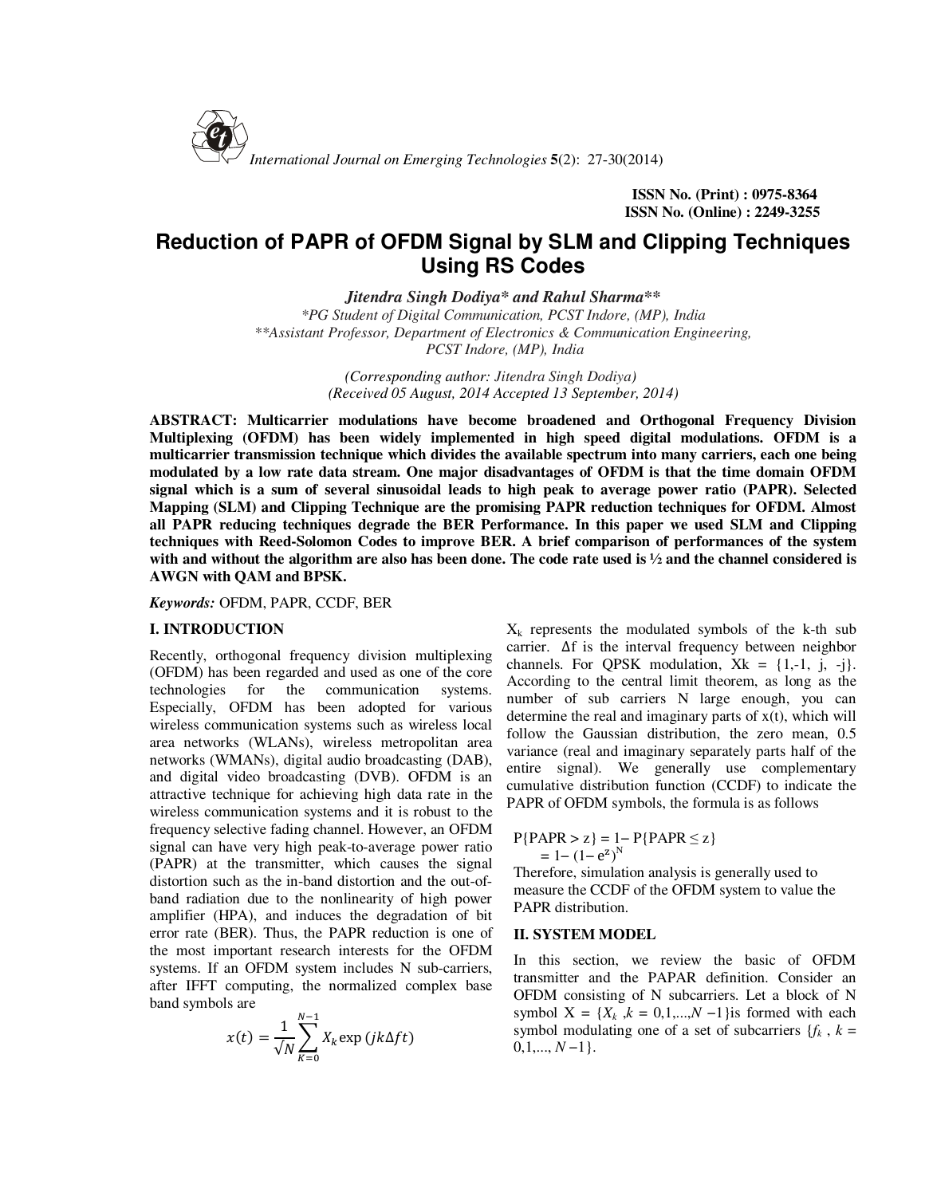# Reduction of PAPR of OFDM Signal by SLM and Clipping Techniques Using RS Codes

***Jitendra Singh Dodiya\* and Rahul Sharma\*\****

*\*PG Student of Digital Communication, PCST Indore, (MP), India*
*\*\*Assistant Professor, Department of Electronics & Communication Engineering, PCST Indore, (MP), India*

*(Corresponding author: Jitendra Singh Dodiya)*
*(Received 05 August, 2014 Accepted 13 September, 2014)*

**ABSTRACT: Multicarrier modulations have become broadened and Orthogonal Frequency Division Multiplexing (OFDM) has been widely implemented in high speed digital modulations. OFDM is a multicarrier transmission technique which divides the available spectrum into many carriers, each one being modulated by a low rate data stream. One major disadvantages of OFDM is that the time domain OFDM signal which is a sum of several sinusoidal leads to high peak to average power ratio (PAPR). Selected Mapping (SLM) and Clipping Technique are the promising PAPR reduction techniques for OFDM. Almost all PAPR reducing techniques degrade the BER Performance. In this paper we used SLM and Clipping techniques with Reed-Solomon Codes to improve BER. A brief comparison of performances of the system with and without the algorithm are also has been done. The code rate used is ½ and the channel considered is AWGN with QAM and BPSK.**

*Keywords:* OFDM, PAPR, CCDF, BER

## I. INTRODUCTION

Recently, orthogonal frequency division multiplexing (OFDM) has been regarded and used as one of the core technologies for the communication systems. Especially, OFDM has been adopted for various wireless communication systems such as wireless local area networks (WLANs), wireless metropolitan area networks (WMANs), digital audio broadcasting (DAB), and digital video broadcasting (DVB). OFDM is an attractive technique for achieving high data rate in the wireless communication systems and it is robust to the frequency selective fading channel. However, an OFDM signal can have very high peak-to-average power ratio (PAPR) at the transmitter, which causes the signal distortion such as the in-band distortion and the out-of-band radiation due to the nonlinearity of high power amplifier (HPA), and induces the degradation of bit error rate (BER). Thus, the PAPR reduction is one of the most important research interests for the OFDM systems. If an OFDM system includes N sub-carriers, after IFFT computing, the normalized complex base band symbols are

$$x(t) = \frac{1}{\sqrt{N}} \sum_{K=0}^{N-1} X_k \exp\left(jk\Delta f t\right)$$

$X_k$ represents the modulated symbols of the k-th sub carrier. $\Delta f$ is the interval frequency between neighbor channels. For QPSK modulation, $Xk = \{1,-1, j, -j\}$. According to the central limit theorem, as long as the number of sub carriers N large enough, you can determine the real and imaginary parts of x(t), which will follow the Gaussian distribution, the zero mean, 0.5 variance (real and imaginary separately parts half of the entire signal). We generally use complementary cumulative distribution function (CCDF) to indicate the PAPR of OFDM symbols, the formula is as follows

$$P\{PAPR > z\} = 1 - P\{PAPR \le z\}$$
$$= 1 - (1 - e^{z})^{N}$$

Therefore, simulation analysis is generally used to measure the CCDF of the OFDM system to value the PAPR distribution.

## II. SYSTEM MODEL

In this section, we review the basic of OFDM transmitter and the PAPAR definition. Consider an OFDM consisting of N subcarriers. Let a block of N symbol $X = \{X_k, k = 0,1,...,N-1\}$ is formed with each symbol modulating one of a set of subcarriers $\{f_k, k = 0,1,..., N-1\}$.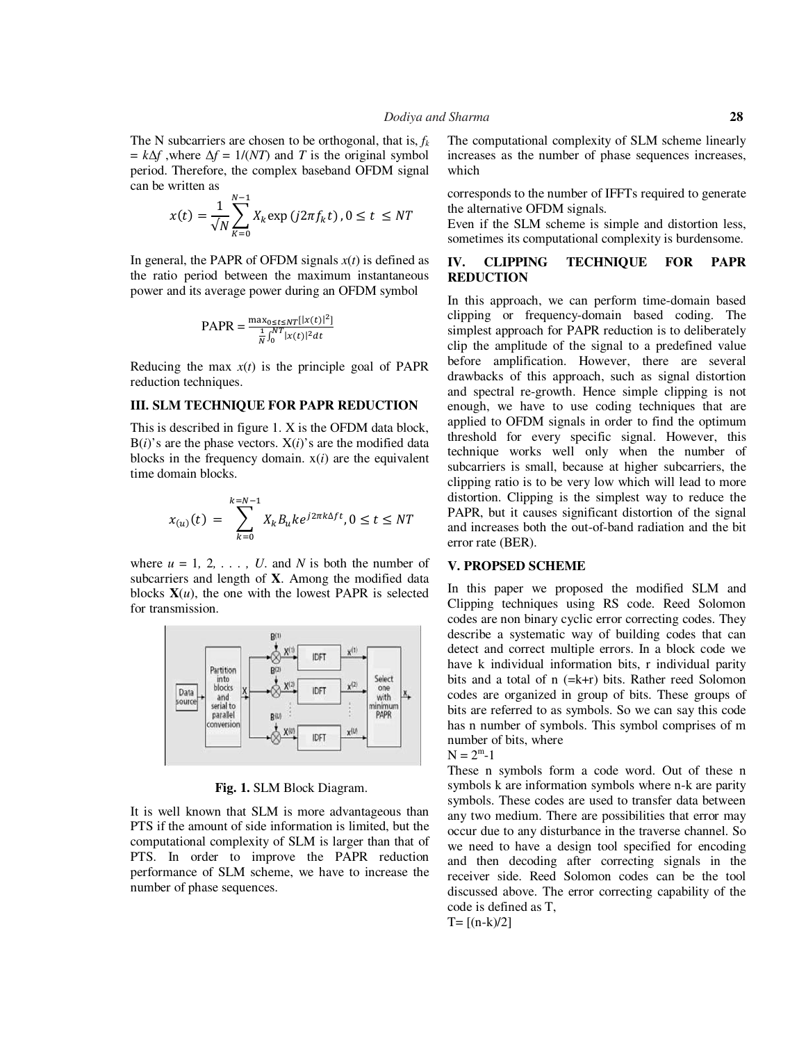The N subcarriers are chosen to be orthogonal, that is, $f_k = k\Delta f$ ,where $\Delta f = 1/(NT)$ and $T$ is the original symbol period. Therefore, the complex baseband OFDM signal can be written as

$$x(t) = \frac{1}{\sqrt{N}} \sum_{K=0}^{N-1} X_k \exp(j2\pi f_k t), 0 \leq t \leq NT$$

In general, the PAPR of OFDM signals $x(t)$ is defined as the ratio period between the maximum instantaneous power and its average power during an OFDM symbol

$$\text{PAPR} = \frac{\max_{0 \leq t \leq NT}[|x(t)|^2]}{\frac{1}{N}\int_0^{NT} |x(t)|^2 dt}$$

Reducing the max $x(t)$ is the principle goal of PAPR reduction techniques.

## III. SLM TECHNIQUE FOR PAPR REDUCTION

This is described in figure 1. X is the OFDM data block, B($i$)'s are the phase vectors. X($i$)'s are the modified data blocks in the frequency domain. x($i$) are the equivalent time domain blocks.

$$x_{(u)}(t) = \sum_{k=0}^{k=N-1} X_k B_u k e^{j2\pi k \Delta f t}, 0 \leq t \leq NT$$

where $u = 1, 2, \ldots, U$. and $N$ is both the number of subcarriers and length of **X**. Among the modified data blocks **X**($u$), the one with the lowest PAPR is selected for transmission.

**Fig. 1.** SLM Block Diagram.

It is well known that SLM is more advantageous than PTS if the amount of side information is limited, but the computational complexity of SLM is larger than that of PTS. In order to improve the PAPR reduction performance of SLM scheme, we have to increase the number of phase sequences.

The computational complexity of SLM scheme linearly increases as the number of phase sequences increases, which

corresponds to the number of IFFTs required to generate the alternative OFDM signals.

Even if the SLM scheme is simple and distortion less, sometimes its computational complexity is burdensome.

## IV. CLIPPING TECHNIQUE FOR PAPR REDUCTION

In this approach, we can perform time-domain based clipping or frequency-domain based coding. The simplest approach for PAPR reduction is to deliberately clip the amplitude of the signal to a predefined value before amplification. However, there are several drawbacks of this approach, such as signal distortion and spectral re-growth. Hence simple clipping is not enough, we have to use coding techniques that are applied to OFDM signals in order to find the optimum threshold for every specific signal. However, this technique works well only when the number of subcarriers is small, because at higher subcarriers, the clipping ratio is to be very low which will lead to more distortion. Clipping is the simplest way to reduce the PAPR, but it causes significant distortion of the signal and increases both the out-of-band radiation and the bit error rate (BER).

## V. PROPSED SCHEME

In this paper we proposed the modified SLM and Clipping techniques using RS code. Reed Solomon codes are non binary cyclic error correcting codes. They describe a systematic way of building codes that can detect and correct multiple errors. In a block code we have k individual information bits, r individual parity bits and a total of n (=k+r) bits. Rather reed Solomon codes are organized in group of bits. These groups of bits are referred to as symbols. So we can say this code has n number of symbols. This symbol comprises of m number of bits, where

$N = 2^m - 1$

These n symbols form a code word. Out of these n symbols k are information symbols where n-k are parity symbols. These codes are used to transfer data between any two medium. There are possibilities that error may occur due to any disturbance in the traverse channel. So we need to have a design tool specified for encoding and then decoding after correcting signals in the receiver side. Reed Solomon codes can be the tool discussed above. The error correcting capability of the code is defined as T,

T= [(n-k)/2]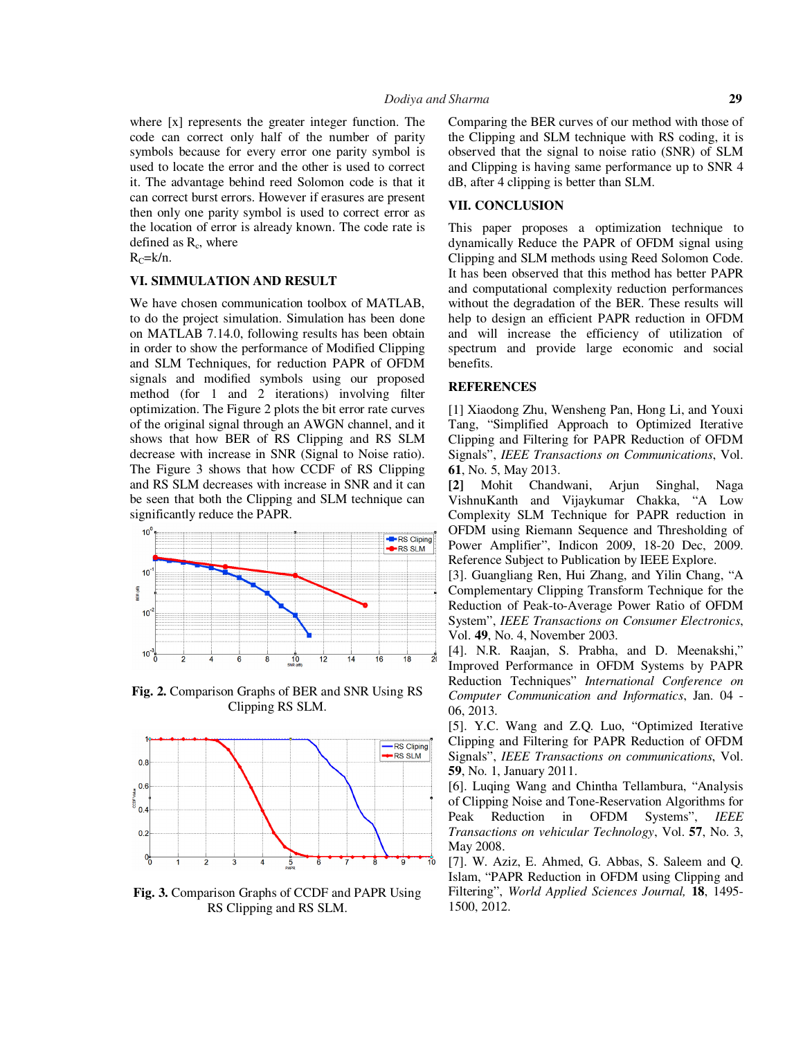where [x] represents the greater integer function. The code can correct only half of the number of parity symbols because for every error one parity symbol is used to locate the error and the other is used to correct it. The advantage behind reed Solomon code is that it can correct burst errors. However if erasures are present then only one parity symbol is used to correct error as the location of error is already known. The code rate is defined as $R_c$, where

$R_C$=k/n.

## VI. SIMMULATION AND RESULT

We have chosen communication toolbox of MATLAB, to do the project simulation. Simulation has been done on MATLAB 7.14.0, following results has been obtain in order to show the performance of Modified Clipping and SLM Techniques, for reduction PAPR of OFDM signals and modified symbols using our proposed method (for 1 and 2 iterations) involving filter optimization. The Figure 2 plots the bit error rate curves of the original signal through an AWGN channel, and it shows that how BER of RS Clipping and RS SLM decrease with increase in SNR (Signal to Noise ratio). The Figure 3 shows that how CCDF of RS Clipping and RS SLM decreases with increase in SNR and it can be seen that both the Clipping and SLM technique can significantly reduce the PAPR.

**Fig. 2.** Comparison Graphs of BER and SNR Using RS Clipping RS SLM.

**Fig. 3.** Comparison Graphs of CCDF and PAPR Using RS Clipping and RS SLM.

Comparing the BER curves of our method with those of the Clipping and SLM technique with RS coding, it is observed that the signal to noise ratio (SNR) of SLM and Clipping is having same performance up to SNR 4 dB, after 4 clipping is better than SLM.

## VII. CONCLUSION

This paper proposes a optimization technique to dynamically Reduce the PAPR of OFDM signal using Clipping and SLM methods using Reed Solomon Code. It has been observed that this method has better PAPR and computational complexity reduction performances without the degradation of the BER. These results will help to design an efficient PAPR reduction in OFDM and will increase the efficiency of utilization of spectrum and provide large economic and social benefits.

## REFERENCES

[1] Xiaodong Zhu, Wensheng Pan, Hong Li, and Youxi Tang, "Simplified Approach to Optimized Iterative Clipping and Filtering for PAPR Reduction of OFDM Signals", *IEEE Transactions on Communications*, Vol. **61**, No. 5, May 2013.

**[2]** Mohit Chandwani, Arjun Singhal, Naga VishnuKanth and Vijaykumar Chakka, "A Low Complexity SLM Technique for PAPR reduction in OFDM using Riemann Sequence and Thresholding of Power Amplifier", Indicon 2009, 18-20 Dec, 2009. Reference Subject to Publication by IEEE Explore.

[3]. Guangliang Ren, Hui Zhang, and Yilin Chang, "A Complementary Clipping Transform Technique for the Reduction of Peak-to-Average Power Ratio of OFDM System", *IEEE Transactions on Consumer Electronics*, Vol. **49**, No. 4, November 2003.

[4]. N.R. Raajan, S. Prabha, and D. Meenakshi," Improved Performance in OFDM Systems by PAPR Reduction Techniques" *International Conference on Computer Communication and Informatics*, Jan. 04 - 06, 2013.

[5]. Y.C. Wang and Z.Q. Luo, "Optimized Iterative Clipping and Filtering for PAPR Reduction of OFDM Signals", *IEEE Transactions on communications*, Vol. **59**, No. 1, January 2011.

[6]. Luqing Wang and Chintha Tellambura, "Analysis of Clipping Noise and Tone-Reservation Algorithms for Peak Reduction in OFDM Systems", *IEEE Transactions on vehicular Technology*, Vol. **57**, No. 3, May 2008.

[7]. W. Aziz, E. Ahmed, G. Abbas, S. Saleem and Q. Islam, "PAPR Reduction in OFDM using Clipping and Filtering", *World Applied Sciences Journal,* **18**, 1495-1500, 2012.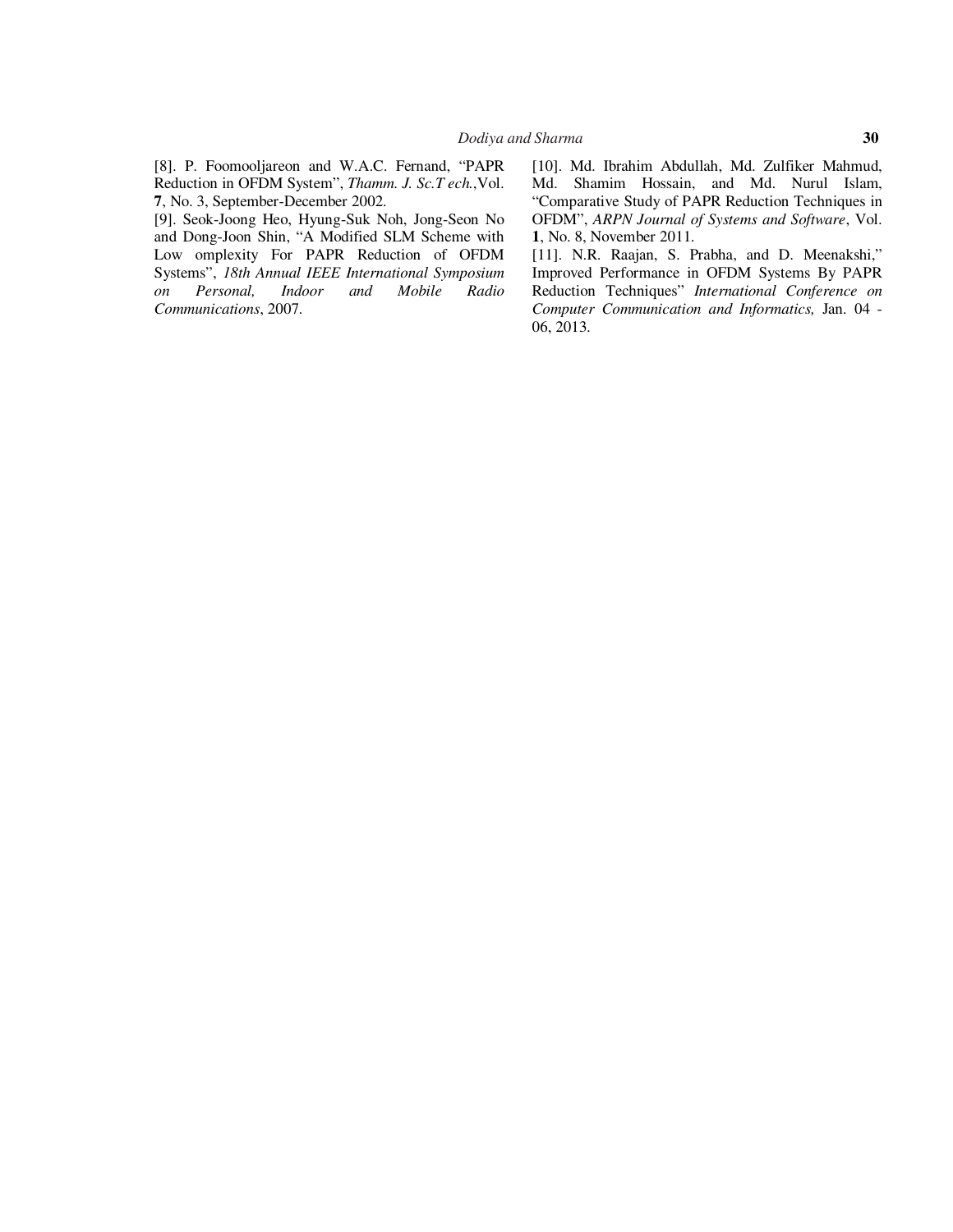[8]. P. Foomooljareon and W.A.C. Fernand, "PAPR Reduction in OFDM System", *Thamm. J. Sc.T ech.*,Vol. **7**, No. 3, September-December 2002.

[9]. Seok-Joong Heo, Hyung-Suk Noh, Jong-Seon No and Dong-Joon Shin, "A Modified SLM Scheme with Low omplexity For PAPR Reduction of OFDM Systems", *18th Annual IEEE International Symposium on Personal, Indoor and Mobile Radio Communications*, 2007.

[10]. Md. Ibrahim Abdullah, Md. Zulfiker Mahmud, Md. Shamim Hossain, and Md. Nurul Islam, "Comparative Study of PAPR Reduction Techniques in OFDM", *ARPN Journal of Systems and Software*, Vol. **1**, No. 8, November 2011.

[11]. N.R. Raajan, S. Prabha, and D. Meenakshi," Improved Performance in OFDM Systems By PAPR Reduction Techniques" *International Conference on Computer Communication and Informatics,* Jan. 04 - 06, 2013.